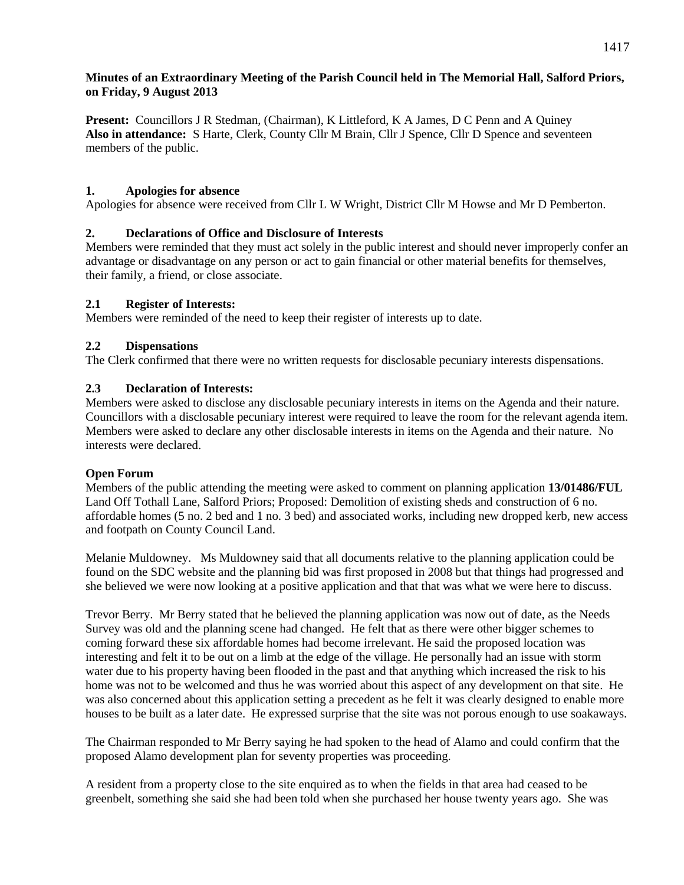**Minutes of an Extraordinary Meeting of the Parish Council held in The Memorial Hall, Salford Priors, on Friday, 9 August 2013**

**Present:** Councillors J R Stedman, (Chairman), K Littleford, K A James, D C Penn and A Quiney
**Also in attendance:** S Harte, Clerk, County Cllr M Brain, Cllr J Spence, Cllr D Spence and seventeen members of the public.

## 1. Apologies for absence

Apologies for absence were received from Cllr L W Wright, District Cllr M Howse and Mr D Pemberton.

## 2. Declarations of Office and Disclosure of Interests

Members were reminded that they must act solely in the public interest and should never improperly confer an advantage or disadvantage on any person or act to gain financial or other material benefits for themselves, their family, a friend, or close associate.

### 2.1 Register of Interests:

Members were reminded of the need to keep their register of interests up to date.

### 2.2 Dispensations

The Clerk confirmed that there were no written requests for disclosable pecuniary interests dispensations.

### 2.3 Declaration of Interests:

Members were asked to disclose any disclosable pecuniary interests in items on the Agenda and their nature. Councillors with a disclosable pecuniary interest were required to leave the room for the relevant agenda item. Members were asked to declare any other disclosable interests in items on the Agenda and their nature. No interests were declared.

**Open Forum**

Members of the public attending the meeting were asked to comment on planning application **13/01486/FUL** Land Off Tothall Lane, Salford Priors; Proposed: Demolition of existing sheds and construction of 6 no. affordable homes (5 no. 2 bed and 1 no. 3 bed) and associated works, including new dropped kerb, new access and footpath on County Council Land.

Melanie Muldowney. Ms Muldowney said that all documents relative to the planning application could be found on the SDC website and the planning bid was first proposed in 2008 but that things had progressed and she believed we were now looking at a positive application and that that was what we were here to discuss.

Trevor Berry. Mr Berry stated that he believed the planning application was now out of date, as the Needs Survey was old and the planning scene had changed. He felt that as there were other bigger schemes to coming forward these six affordable homes had become irrelevant. He said the proposed location was interesting and felt it to be out on a limb at the edge of the village. He personally had an issue with storm water due to his property having been flooded in the past and that anything which increased the risk to his home was not to be welcomed and thus he was worried about this aspect of any development on that site. He was also concerned about this application setting a precedent as he felt it was clearly designed to enable more houses to be built as a later date. He expressed surprise that the site was not porous enough to use soakaways.

The Chairman responded to Mr Berry saying he had spoken to the head of Alamo and could confirm that the proposed Alamo development plan for seventy properties was proceeding.

A resident from a property close to the site enquired as to when the fields in that area had ceased to be greenbelt, something she said she had been told when she purchased her house twenty years ago. She was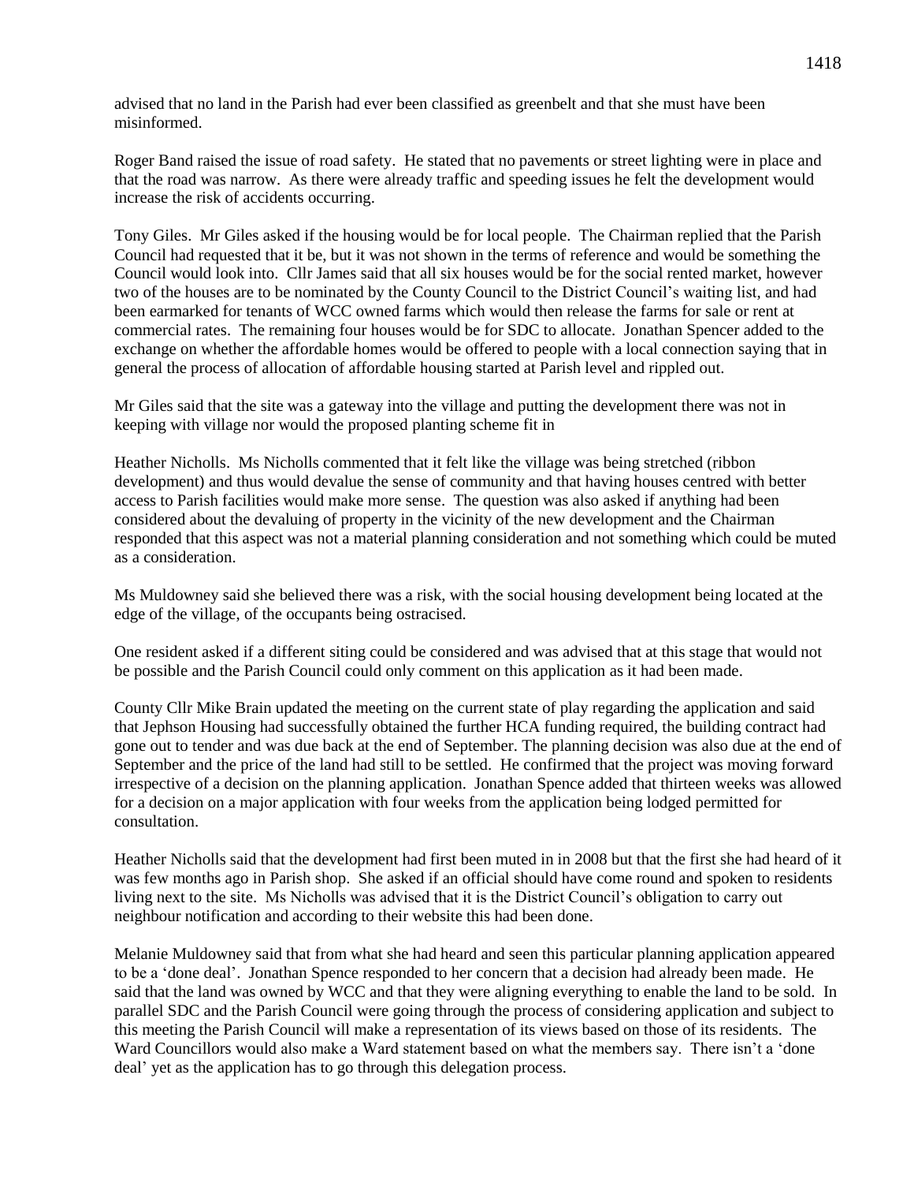advised that no land in the Parish had ever been classified as greenbelt and that she must have been misinformed.

Roger Band raised the issue of road safety. He stated that no pavements or street lighting were in place and that the road was narrow. As there were already traffic and speeding issues he felt the development would increase the risk of accidents occurring.

Tony Giles. Mr Giles asked if the housing would be for local people. The Chairman replied that the Parish Council had requested that it be, but it was not shown in the terms of reference and would be something the Council would look into. Cllr James said that all six houses would be for the social rented market, however two of the houses are to be nominated by the County Council to the District Council's waiting list, and had been earmarked for tenants of WCC owned farms which would then release the farms for sale or rent at commercial rates. The remaining four houses would be for SDC to allocate. Jonathan Spencer added to the exchange on whether the affordable homes would be offered to people with a local connection saying that in general the process of allocation of affordable housing started at Parish level and rippled out.

Mr Giles said that the site was a gateway into the village and putting the development there was not in keeping with village nor would the proposed planting scheme fit in

Heather Nicholls. Ms Nicholls commented that it felt like the village was being stretched (ribbon development) and thus would devalue the sense of community and that having houses centred with better access to Parish facilities would make more sense. The question was also asked if anything had been considered about the devaluing of property in the vicinity of the new development and the Chairman responded that this aspect was not a material planning consideration and not something which could be muted as a consideration.

Ms Muldowney said she believed there was a risk, with the social housing development being located at the edge of the village, of the occupants being ostracised.

One resident asked if a different siting could be considered and was advised that at this stage that would not be possible and the Parish Council could only comment on this application as it had been made.

County Cllr Mike Brain updated the meeting on the current state of play regarding the application and said that Jephson Housing had successfully obtained the further HCA funding required, the building contract had gone out to tender and was due back at the end of September. The planning decision was also due at the end of September and the price of the land had still to be settled. He confirmed that the project was moving forward irrespective of a decision on the planning application. Jonathan Spence added that thirteen weeks was allowed for a decision on a major application with four weeks from the application being lodged permitted for consultation.

Heather Nicholls said that the development had first been muted in in 2008 but that the first she had heard of it was few months ago in Parish shop. She asked if an official should have come round and spoken to residents living next to the site. Ms Nicholls was advised that it is the District Council's obligation to carry out neighbour notification and according to their website this had been done.

Melanie Muldowney said that from what she had heard and seen this particular planning application appeared to be a 'done deal'. Jonathan Spence responded to her concern that a decision had already been made. He said that the land was owned by WCC and that they were aligning everything to enable the land to be sold. In parallel SDC and the Parish Council were going through the process of considering application and subject to this meeting the Parish Council will make a representation of its views based on those of its residents. The Ward Councillors would also make a Ward statement based on what the members say. There isn't a 'done deal' yet as the application has to go through this delegation process.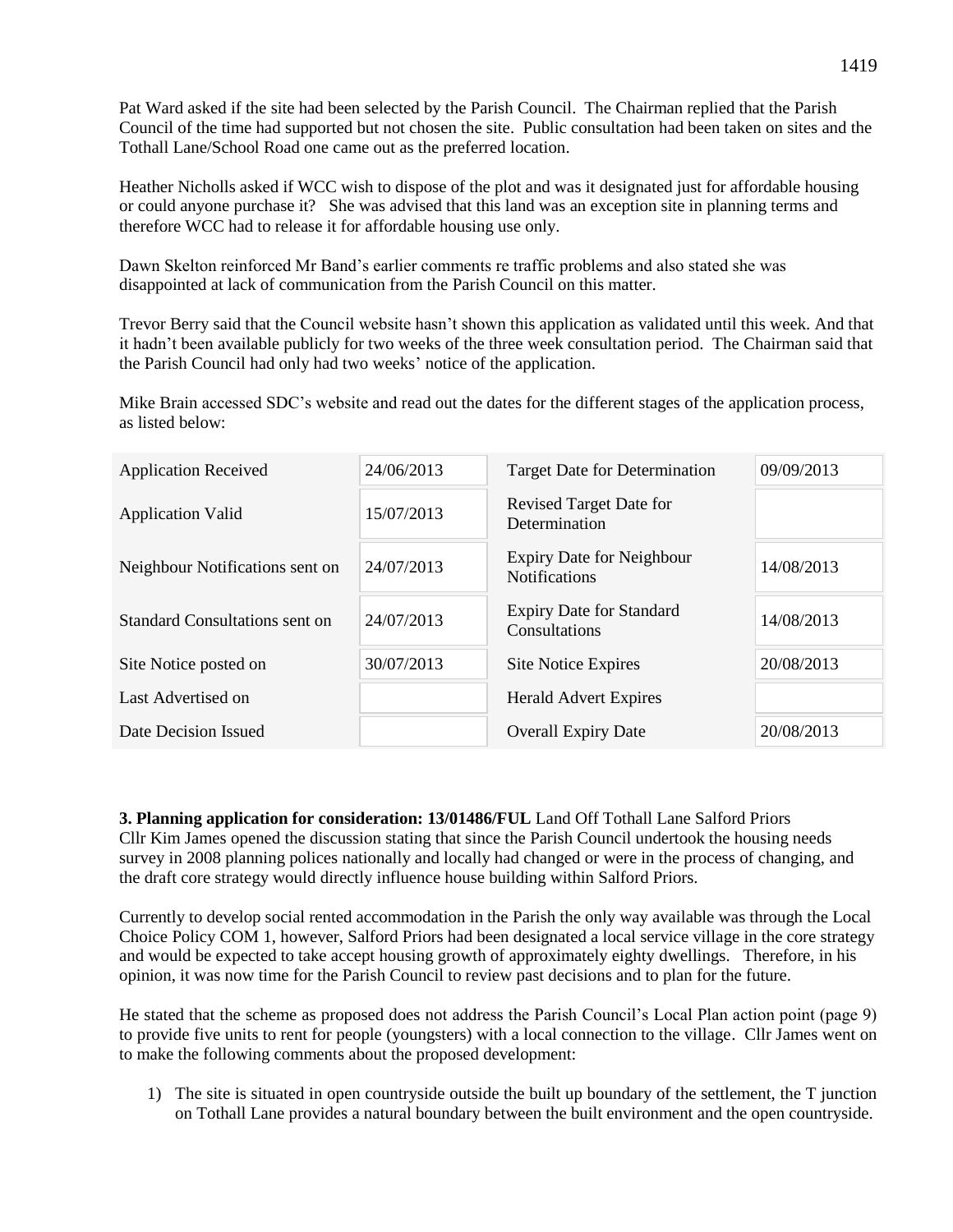Pat Ward asked if the site had been selected by the Parish Council. The Chairman replied that the Parish Council of the time had supported but not chosen the site. Public consultation had been taken on sites and the Tothall Lane/School Road one came out as the preferred location.

Heather Nicholls asked if WCC wish to dispose of the plot and was it designated just for affordable housing or could anyone purchase it? She was advised that this land was an exception site in planning terms and therefore WCC had to release it for affordable housing use only.

Dawn Skelton reinforced Mr Band's earlier comments re traffic problems and also stated she was disappointed at lack of communication from the Parish Council on this matter.

Trevor Berry said that the Council website hasn't shown this application as validated until this week. And that it hadn't been available publicly for two weeks of the three week consultation period. The Chairman said that the Parish Council had only had two weeks' notice of the application.

Mike Brain accessed SDC's website and read out the dates for the different stages of the application process, as listed below:

| | | | |
|---|---|---|---|
| Application Received | 24/06/2013 | Target Date for Determination | 09/09/2013 |
| Application Valid | 15/07/2013 | Revised Target Date for Determination | |
| Neighbour Notifications sent on | 24/07/2013 | Expiry Date for Neighbour Notifications | 14/08/2013 |
| Standard Consultations sent on | 24/07/2013 | Expiry Date for Standard Consultations | 14/08/2013 |
| Site Notice posted on | 30/07/2013 | Site Notice Expires | 20/08/2013 |
| Last Advertised on | | Herald Advert Expires | |
| Date Decision Issued | | Overall Expiry Date | 20/08/2013 |

**3. Planning application for consideration: 13/01486/FUL** Land Off Tothall Lane Salford Priors
Cllr Kim James opened the discussion stating that since the Parish Council undertook the housing needs survey in 2008 planning polices nationally and locally had changed or were in the process of changing, and the draft core strategy would directly influence house building within Salford Priors.

Currently to develop social rented accommodation in the Parish the only way available was through the Local Choice Policy COM 1, however, Salford Priors had been designated a local service village in the core strategy and would be expected to take accept housing growth of approximately eighty dwellings. Therefore, in his opinion, it was now time for the Parish Council to review past decisions and to plan for the future.

He stated that the scheme as proposed does not address the Parish Council's Local Plan action point (page 9) to provide five units to rent for people (youngsters) with a local connection to the village. Cllr James went on to make the following comments about the proposed development:

1) The site is situated in open countryside outside the built up boundary of the settlement, the T junction on Tothall Lane provides a natural boundary between the built environment and the open countryside.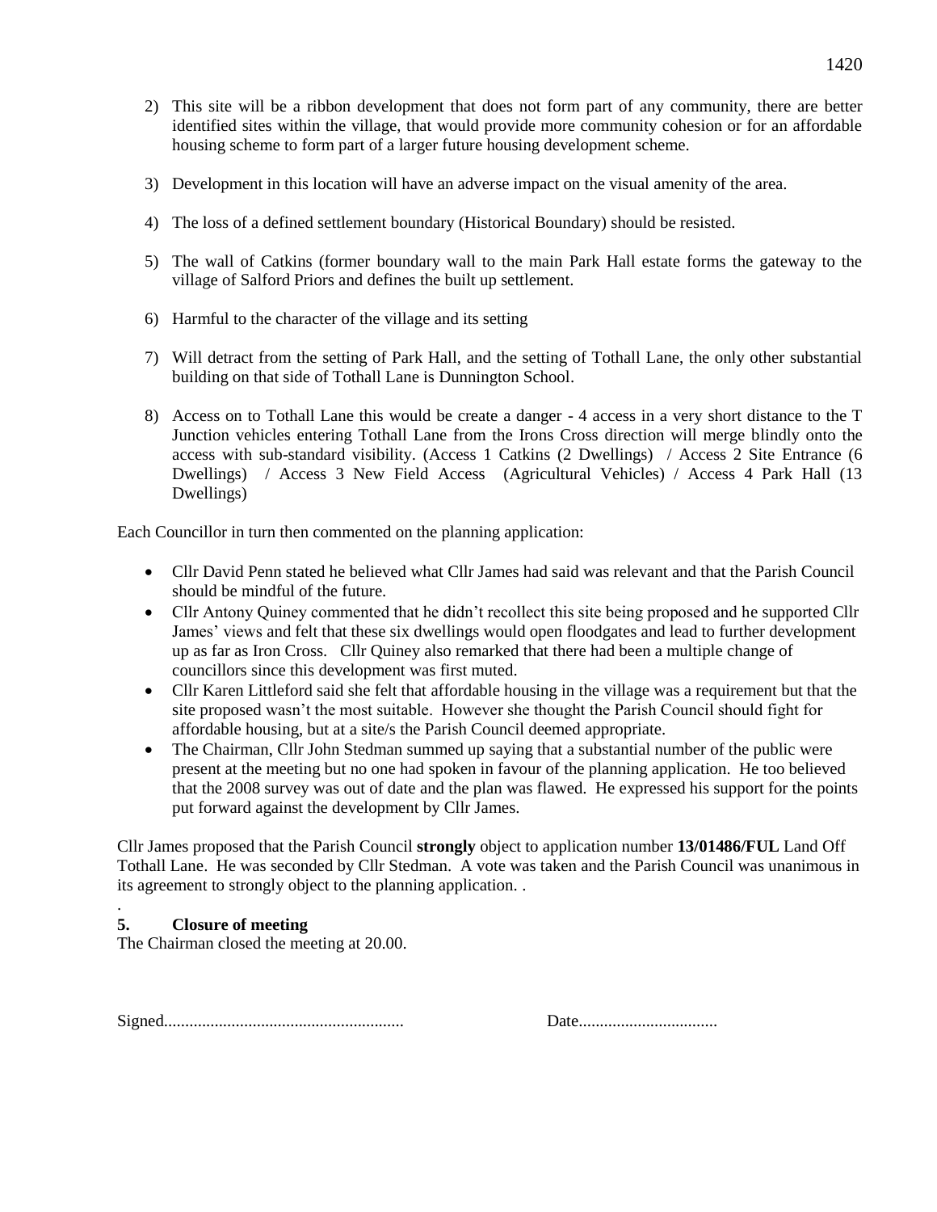2) This site will be a ribbon development that does not form part of any community, there are better identified sites within the village, that would provide more community cohesion or for an affordable housing scheme to form part of a larger future housing development scheme.

3) Development in this location will have an adverse impact on the visual amenity of the area.

4) The loss of a defined settlement boundary (Historical Boundary) should be resisted.

5) The wall of Catkins (former boundary wall to the main Park Hall estate forms the gateway to the village of Salford Priors and defines the built up settlement.

6) Harmful to the character of the village and its setting

7) Will detract from the setting of Park Hall, and the setting of Tothall Lane, the only other substantial building on that side of Tothall Lane is Dunnington School.

8) Access on to Tothall Lane this would be create a danger - 4 access in a very short distance to the T Junction vehicles entering Tothall Lane from the Irons Cross direction will merge blindly onto the access with sub-standard visibility. (Access 1 Catkins (2 Dwellings) / Access 2 Site Entrance (6 Dwellings) / Access 3 New Field Access (Agricultural Vehicles) / Access 4 Park Hall (13 Dwellings)

Each Councillor in turn then commented on the planning application:

- Cllr David Penn stated he believed what Cllr James had said was relevant and that the Parish Council should be mindful of the future.
- Cllr Antony Quiney commented that he didn't recollect this site being proposed and he supported Cllr James' views and felt that these six dwellings would open floodgates and lead to further development up as far as Iron Cross. Cllr Quiney also remarked that there had been a multiple change of councillors since this development was first muted.
- Cllr Karen Littleford said she felt that affordable housing in the village was a requirement but that the site proposed wasn't the most suitable. However she thought the Parish Council should fight for affordable housing, but at a site/s the Parish Council deemed appropriate.
- The Chairman, Cllr John Stedman summed up saying that a substantial number of the public were present at the meeting but no one had spoken in favour of the planning application. He too believed that the 2008 survey was out of date and the plan was flawed. He expressed his support for the points put forward against the development by Cllr James.

Cllr James proposed that the Parish Council **strongly** object to application number **13/01486/FUL** Land Off Tothall Lane. He was seconded by Cllr Stedman. A vote was taken and the Parish Council was unanimous in its agreement to strongly object to the planning application. .

.

**5. Closure of meeting**

The Chairman closed the meeting at 20.00.

Signed......................................................... Date.................................